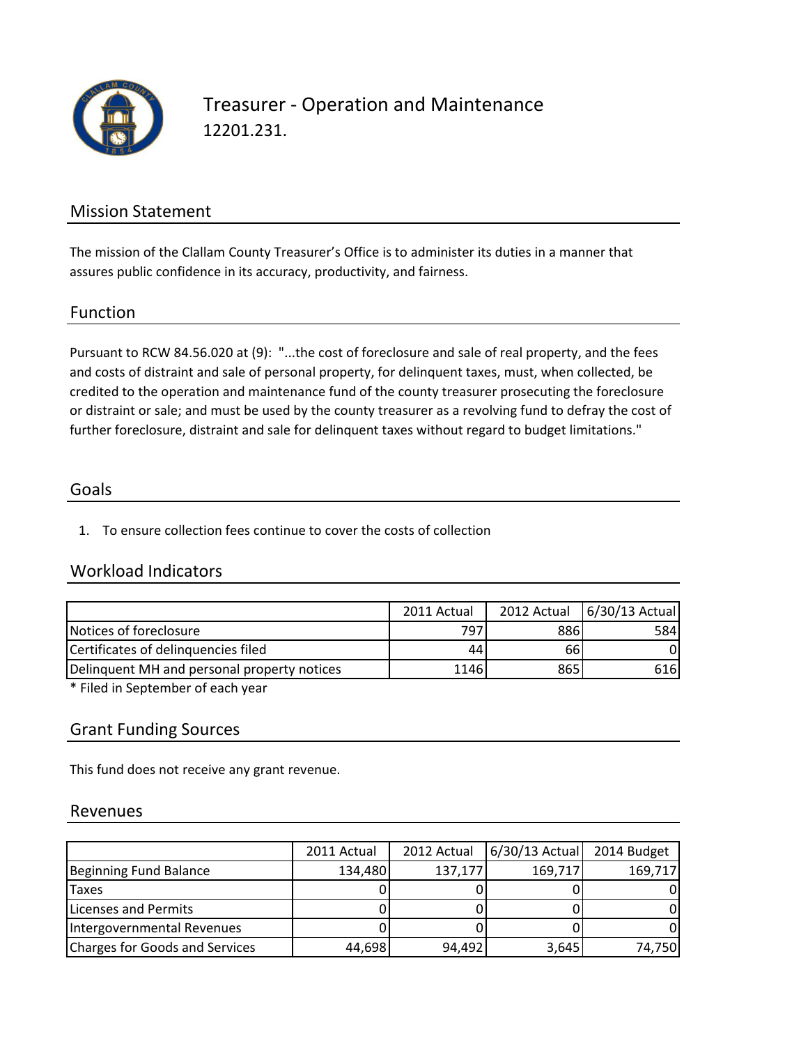# Treasurer - Operation and Maintenance

12201.231.

## Mission Statement

The mission of the Clallam County Treasurer's Office is to administer its duties in a manner that assures public confidence in its accuracy, productivity, and fairness.

## Function

Pursuant to RCW 84.56.020 at (9): "...the cost of foreclosure and sale of real property, and the fees and costs of distraint and sale of personal property, for delinquent taxes, must, when collected, be credited to the operation and maintenance fund of the county treasurer prosecuting the foreclosure or distraint or sale; and must be used by the county treasurer as a revolving fund to defray the cost of further foreclosure, distraint and sale for delinquent taxes without regard to budget limitations."

## Goals

1. To ensure collection fees continue to cover the costs of collection

## Workload Indicators

| | 2011 Actual | 2012 Actual | 6/30/13 Actual |
|---|---|---|---|
| Notices of foreclosure | 797 | 886 | 584 |
| Certificates of delinquencies filed | 44 | 66 | 0 |
| Delinquent MH and personal property notices | 1146 | 865 | 616 |

* Filed in September of each year

## Grant Funding Sources

This fund does not receive any grant revenue.

## Revenues

| | 2011 Actual | 2012 Actual | 6/30/13 Actual | 2014 Budget |
|---|---|---|---|---|
| Beginning Fund Balance | 134,480 | 137,177 | 169,717 | 169,717 |
| Taxes | 0 | 0 | 0 | 0 |
| Licenses and Permits | 0 | 0 | 0 | 0 |
| Intergovernmental Revenues | 0 | 0 | 0 | 0 |
| Charges for Goods and Services | 44,698 | 94,492 | 3,645 | 74,750 |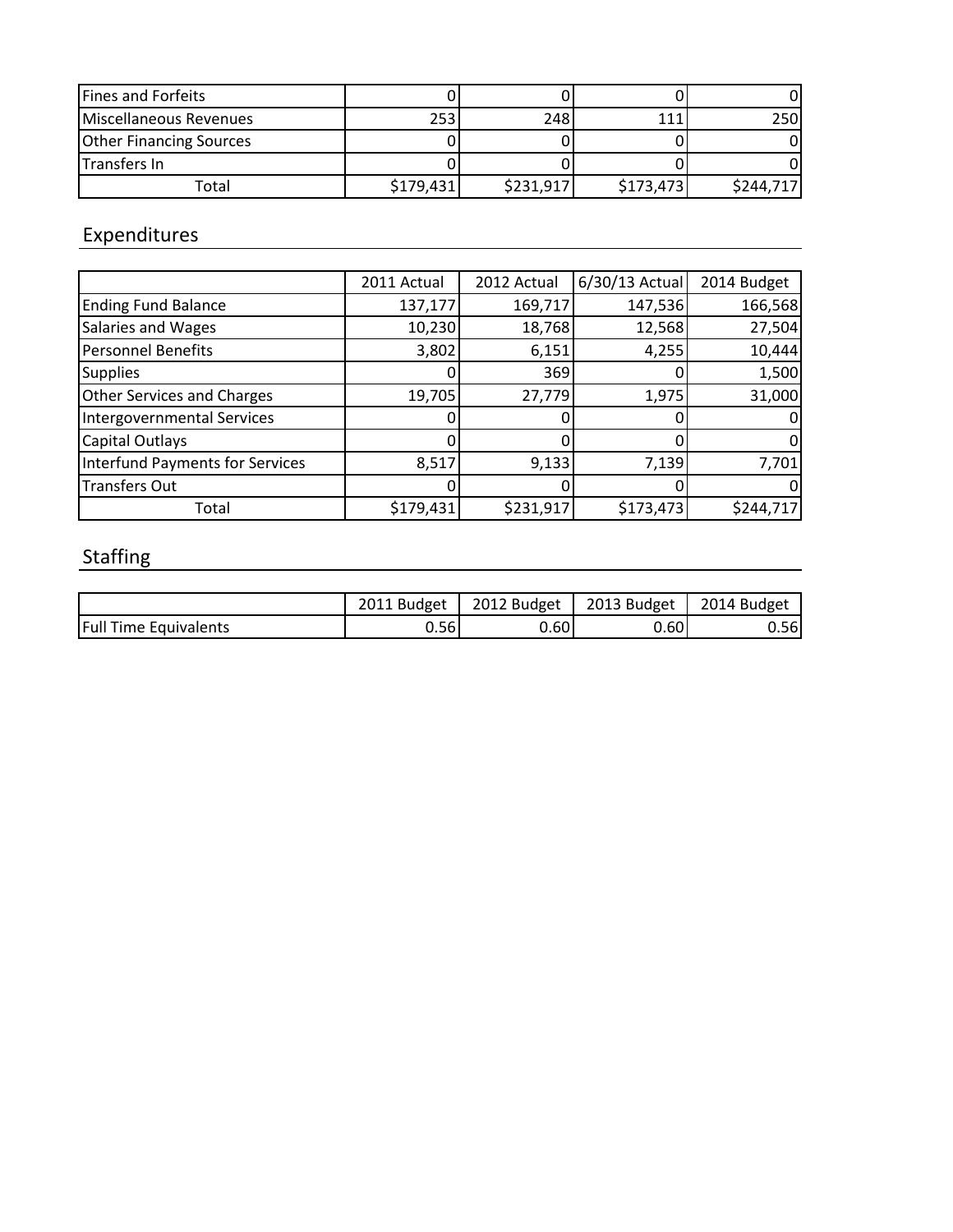| | | | | |
|---|---|---|---|---|
| Fines and Forfeits | 0 | 0 | 0 | 0 |
| Miscellaneous Revenues | 253 | 248 | 111 | 250 |
| Other Financing Sources | 0 | 0 | 0 | 0 |
| Transfers In | 0 | 0 | 0 | 0 |
| Total | $179,431 | $231,917 | $173,473 | $244,717 |

## Expenditures

| | 2011 Actual | 2012 Actual | 6/30/13 Actual | 2014 Budget |
|---|---|---|---|---|
| Ending Fund Balance | 137,177 | 169,717 | 147,536 | 166,568 |
| Salaries and Wages | 10,230 | 18,768 | 12,568 | 27,504 |
| Personnel Benefits | 3,802 | 6,151 | 4,255 | 10,444 |
| Supplies | 0 | 369 | 0 | 1,500 |
| Other Services and Charges | 19,705 | 27,779 | 1,975 | 31,000 |
| Intergovernmental Services | 0 | 0 | 0 | 0 |
| Capital Outlays | 0 | 0 | 0 | 0 |
| Interfund Payments for Services | 8,517 | 9,133 | 7,139 | 7,701 |
| Transfers Out | 0 | 0 | 0 | 0 |
| Total | $179,431 | $231,917 | $173,473 | $244,717 |

## Staffing

| | 2011 Budget | 2012 Budget | 2013 Budget | 2014 Budget |
|---|---|---|---|---|
| Full Time Equivalents | 0.56 | 0.60 | 0.60 | 0.56 |